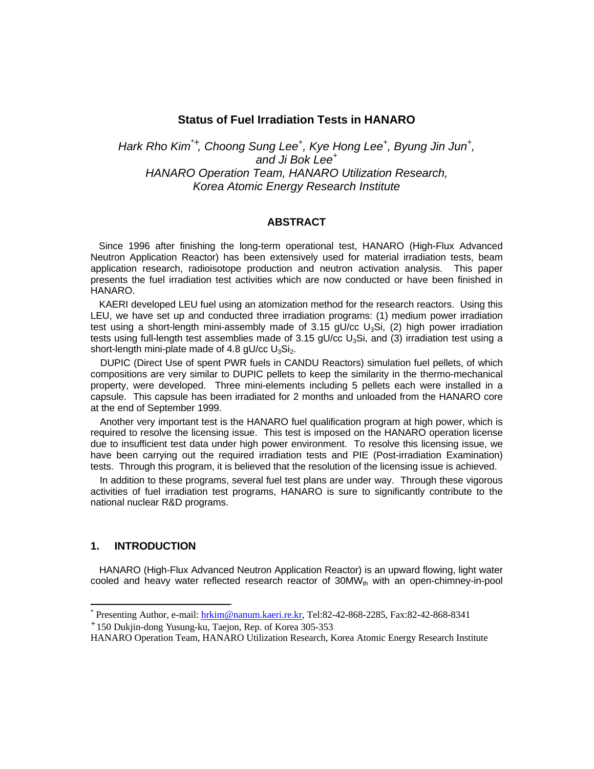# Status of Fuel Irradiation Tests in HANARO

*Hark Rho Kim[*+], Choong Sung Lee[+], Kye Hong Lee[+], Byung Jin Jun[+], and Ji Bok Lee[+]*
*HANARO Operation Team, HANARO Utilization Research, Korea Atomic Energy Research Institute*

## ABSTRACT

Since 1996 after finishing the long-term operational test, HANARO (High-Flux Advanced Neutron Application Reactor) has been extensively used for material irradiation tests, beam application research, radioisotope production and neutron activation analysis. This paper presents the fuel irradiation test activities which are now conducted or have been finished in HANARO.

KAERI developed LEU fuel using an atomization method for the research reactors. Using this LEU, we have set up and conducted three irradiation programs: (1) medium power irradiation test using a short-length mini-assembly made of 3.15 gU/cc $U_3Si$, (2) high power irradiation tests using full-length test assemblies made of 3.15 gU/cc $U_3Si$, and (3) irradiation test using a short-length mini-plate made of 4.8 gU/cc $U_3Si_2$.

DUPIC (Direct Use of spent PWR fuels in CANDU Reactors) simulation fuel pellets, of which compositions are very similar to DUPIC pellets to keep the similarity in the thermo-mechanical property, were developed. Three mini-elements including 5 pellets each were installed in a capsule. This capsule has been irradiated for 2 months and unloaded from the HANARO core at the end of September 1999.

Another very important test is the HANARO fuel qualification program at high power, which is required to resolve the licensing issue. This test is imposed on the HANARO operation license due to insufficient test data under high power environment. To resolve this licensing issue, we have been carrying out the required irradiation tests and PIE (Post-irradiation Examination) tests. Through this program, it is believed that the resolution of the licensing issue is achieved.

In addition to these programs, several fuel test plans are under way. Through these vigorous activities of fuel irradiation test programs, HANARO is sure to significantly contribute to the national nuclear R&D programs.

## 1. INTRODUCTION

HANARO (High-Flux Advanced Neutron Application Reactor) is an upward flowing, light water cooled and heavy water reflected research reactor of $30MW_{th}$ with an open-chimney-in-pool

---

[*] Presenting Author, e-mail: hrkim@nanum.kaeri.re.kr, Tel:82-42-868-2285, Fax:82-42-868-8341

[+] 150 Dukjin-dong Yusung-ku, Taejon, Rep. of Korea 305-353

HANARO Operation Team, HANARO Utilization Research, Korea Atomic Energy Research Institute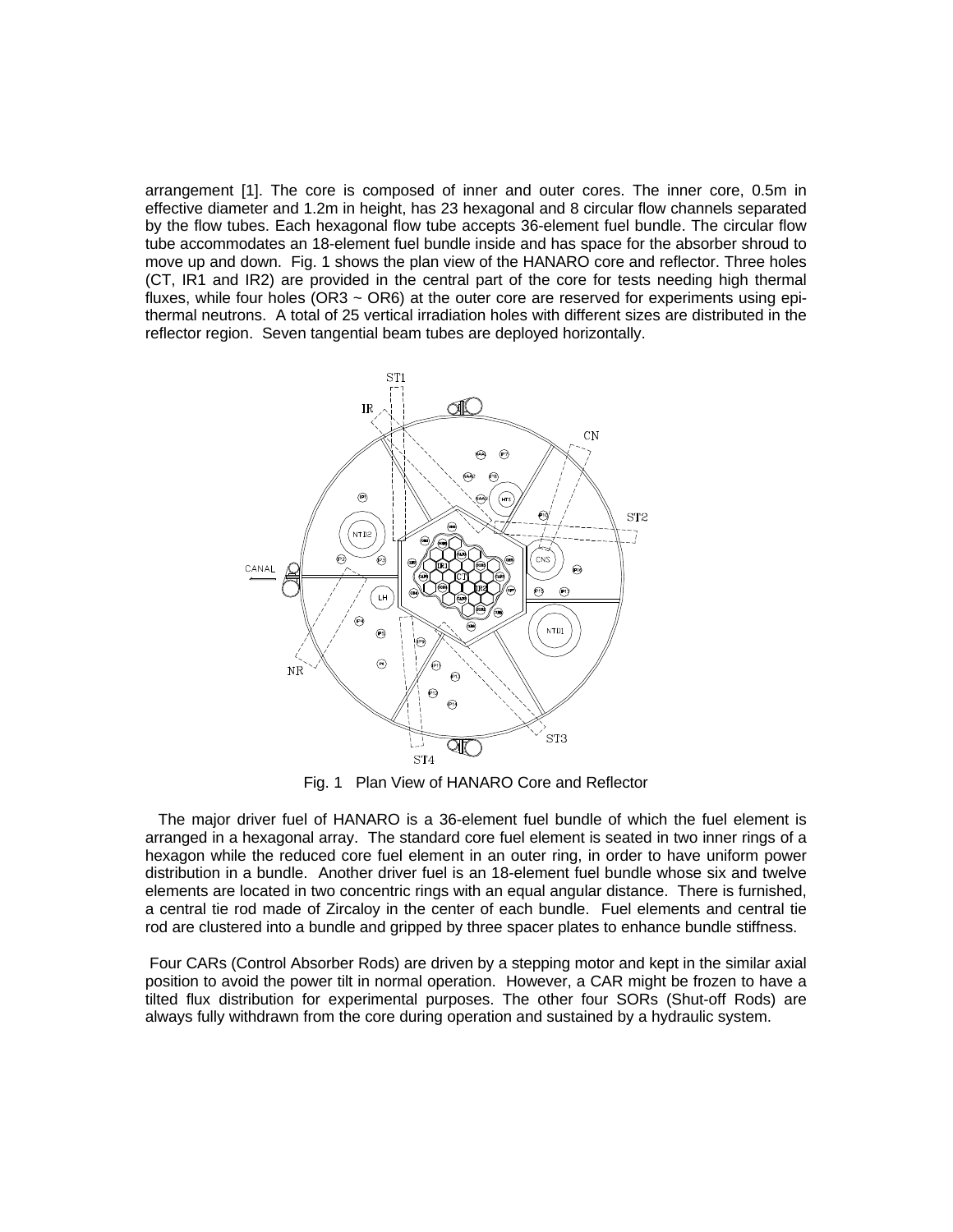arrangement [1]. The core is composed of inner and outer cores. The inner core, 0.5m in effective diameter and 1.2m in height, has 23 hexagonal and 8 circular flow channels separated by the flow tubes. Each hexagonal flow tube accepts 36-element fuel bundle. The circular flow tube accommodates an 18-element fuel bundle inside and has space for the absorber shroud to move up and down. Fig. 1 shows the plan view of the HANARO core and reflector. Three holes (CT, IR1 and IR2) are provided in the central part of the core for tests needing high thermal fluxes, while four holes (OR3 ~ OR6) at the outer core are reserved for experiments using epi-thermal neutrons. A total of 25 vertical irradiation holes with different sizes are distributed in the reflector region. Seven tangential beam tubes are deployed horizontally.

Fig. 1 Plan View of HANARO Core and Reflector

The major driver fuel of HANARO is a 36-element fuel bundle of which the fuel element is arranged in a hexagonal array. The standard core fuel element is seated in two inner rings of a hexagon while the reduced core fuel element in an outer ring, in order to have uniform power distribution in a bundle. Another driver fuel is an 18-element fuel bundle whose six and twelve elements are located in two concentric rings with an equal angular distance. There is furnished, a central tie rod made of Zircaloy in the center of each bundle. Fuel elements and central tie rod are clustered into a bundle and gripped by three spacer plates to enhance bundle stiffness.

Four CARs (Control Absorber Rods) are driven by a stepping motor and kept in the similar axial position to avoid the power tilt in normal operation. However, a CAR might be frozen to have a tilted flux distribution for experimental purposes. The other four SORs (Shut-off Rods) are always fully withdrawn from the core during operation and sustained by a hydraulic system.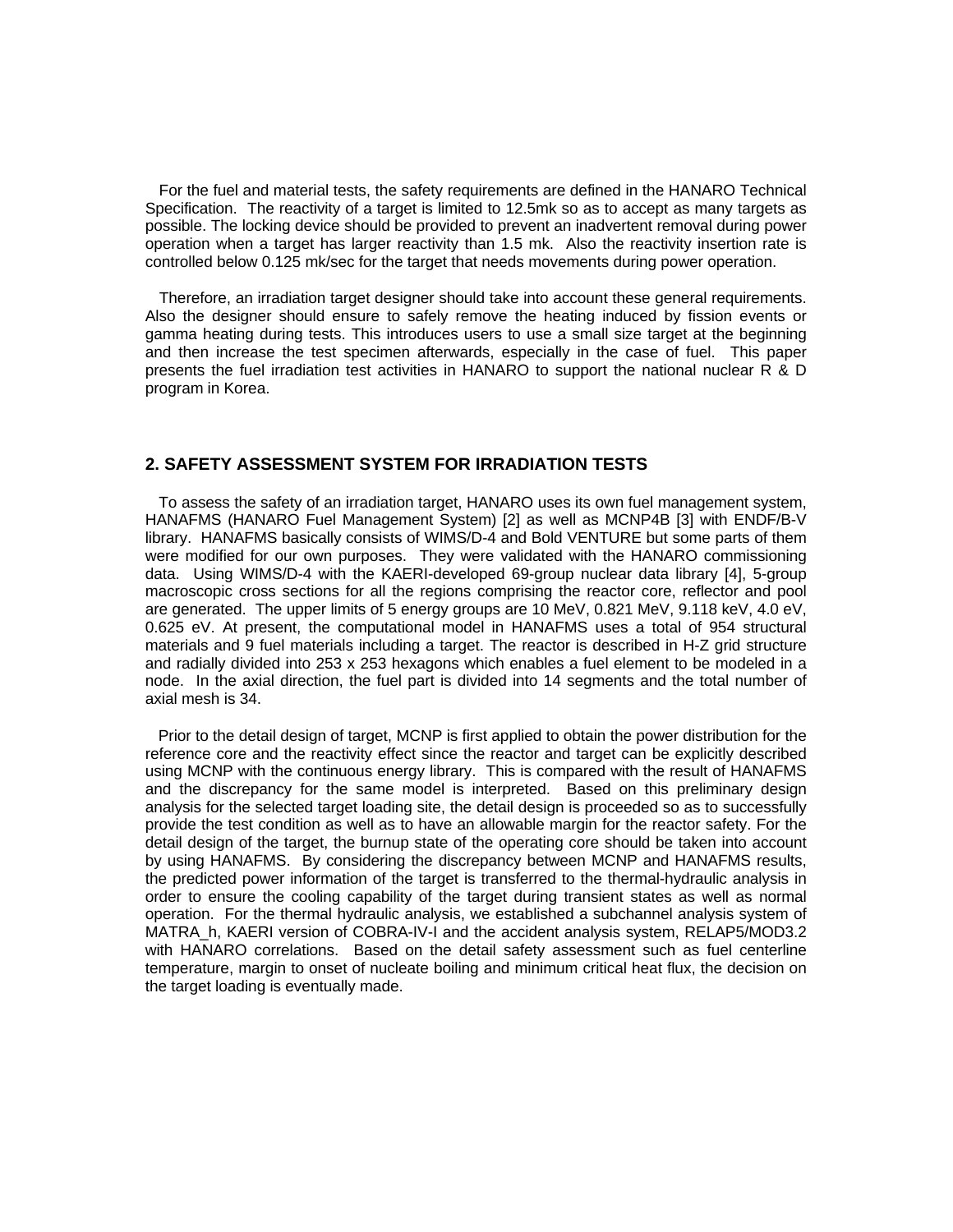For the fuel and material tests, the safety requirements are defined in the HANARO Technical Specification. The reactivity of a target is limited to 12.5mk so as to accept as many targets as possible. The locking device should be provided to prevent an inadvertent removal during power operation when a target has larger reactivity than 1.5 mk. Also the reactivity insertion rate is controlled below 0.125 mk/sec for the target that needs movements during power operation.

Therefore, an irradiation target designer should take into account these general requirements. Also the designer should ensure to safely remove the heating induced by fission events or gamma heating during tests. This introduces users to use a small size target at the beginning and then increase the test specimen afterwards, especially in the case of fuel. This paper presents the fuel irradiation test activities in HANARO to support the national nuclear R & D program in Korea.

## 2. SAFETY ASSESSMENT SYSTEM FOR IRRADIATION TESTS

To assess the safety of an irradiation target, HANARO uses its own fuel management system, HANAFMS (HANARO Fuel Management System) [2] as well as MCNP4B [3] with ENDF/B-V library. HANAFMS basically consists of WIMS/D-4 and Bold VENTURE but some parts of them were modified for our own purposes. They were validated with the HANARO commissioning data. Using WIMS/D-4 with the KAERI-developed 69-group nuclear data library [4], 5-group macroscopic cross sections for all the regions comprising the reactor core, reflector and pool are generated. The upper limits of 5 energy groups are 10 MeV, 0.821 MeV, 9.118 keV, 4.0 eV, 0.625 eV. At present, the computational model in HANAFMS uses a total of 954 structural materials and 9 fuel materials including a target. The reactor is described in H-Z grid structure and radially divided into 253 x 253 hexagons which enables a fuel element to be modeled in a node. In the axial direction, the fuel part is divided into 14 segments and the total number of axial mesh is 34.

Prior to the detail design of target, MCNP is first applied to obtain the power distribution for the reference core and the reactivity effect since the reactor and target can be explicitly described using MCNP with the continuous energy library. This is compared with the result of HANAFMS and the discrepancy for the same model is interpreted. Based on this preliminary design analysis for the selected target loading site, the detail design is proceeded so as to successfully provide the test condition as well as to have an allowable margin for the reactor safety. For the detail design of the target, the burnup state of the operating core should be taken into account by using HANAFMS. By considering the discrepancy between MCNP and HANAFMS results, the predicted power information of the target is transferred to the thermal-hydraulic analysis in order to ensure the cooling capability of the target during transient states as well as normal operation. For the thermal hydraulic analysis, we established a subchannel analysis system of MATRA_h, KAERI version of COBRA-IV-I and the accident analysis system, RELAP5/MOD3.2 with HANARO correlations. Based on the detail safety assessment such as fuel centerline temperature, margin to onset of nucleate boiling and minimum critical heat flux, the decision on the target loading is eventually made.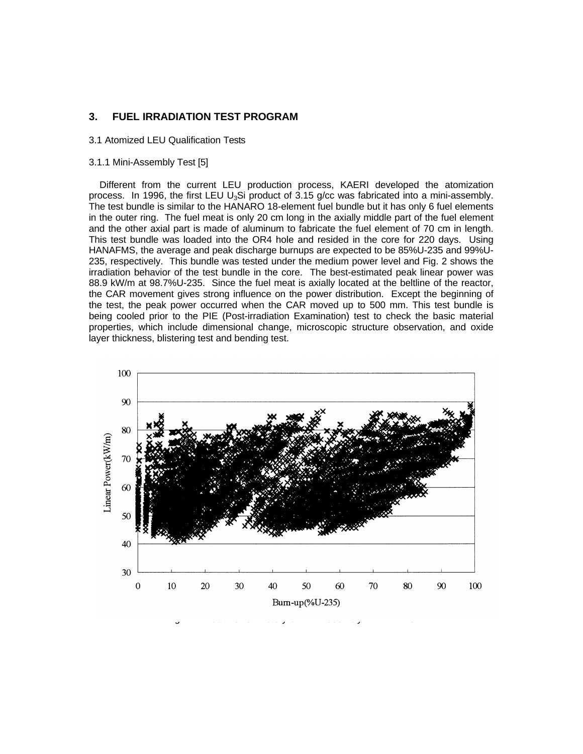## 3. FUEL IRRADIATION TEST PROGRAM

### 3.1 Atomized LEU Qualification Tests

#### 3.1.1 Mini-Assembly Test [5]

Different from the current LEU production process, KAERI developed the atomization process. In 1996, the first LEU $U_3Si$ product of 3.15 g/cc was fabricated into a mini-assembly. The test bundle is similar to the HANARO 18-element fuel bundle but it has only 6 fuel elements in the outer ring. The fuel meat is only 20 cm long in the axially middle part of the fuel element and the other axial part is made of aluminum to fabricate the fuel element of 70 cm in length. This test bundle was loaded into the OR4 hole and resided in the core for 220 days. Using HANAFMS, the average and peak discharge burnups are expected to be 85%U-235 and 99%U-235, respectively. This bundle was tested under the medium power level and Fig. 2 shows the irradiation behavior of the test bundle in the core. The best-estimated peak linear power was 88.9 kW/m at 98.7%U-235. Since the fuel meat is axially located at the beltline of the reactor, the CAR movement gives strong influence on the power distribution. Except the beginning of the test, the peak power occurred when the CAR moved up to 500 mm. This test bundle is being cooled prior to the PIE (Post-irradiation Examination) test to check the basic material properties, which include dimensional change, microscopic structure observation, and oxide layer thickness, blistering test and bending test.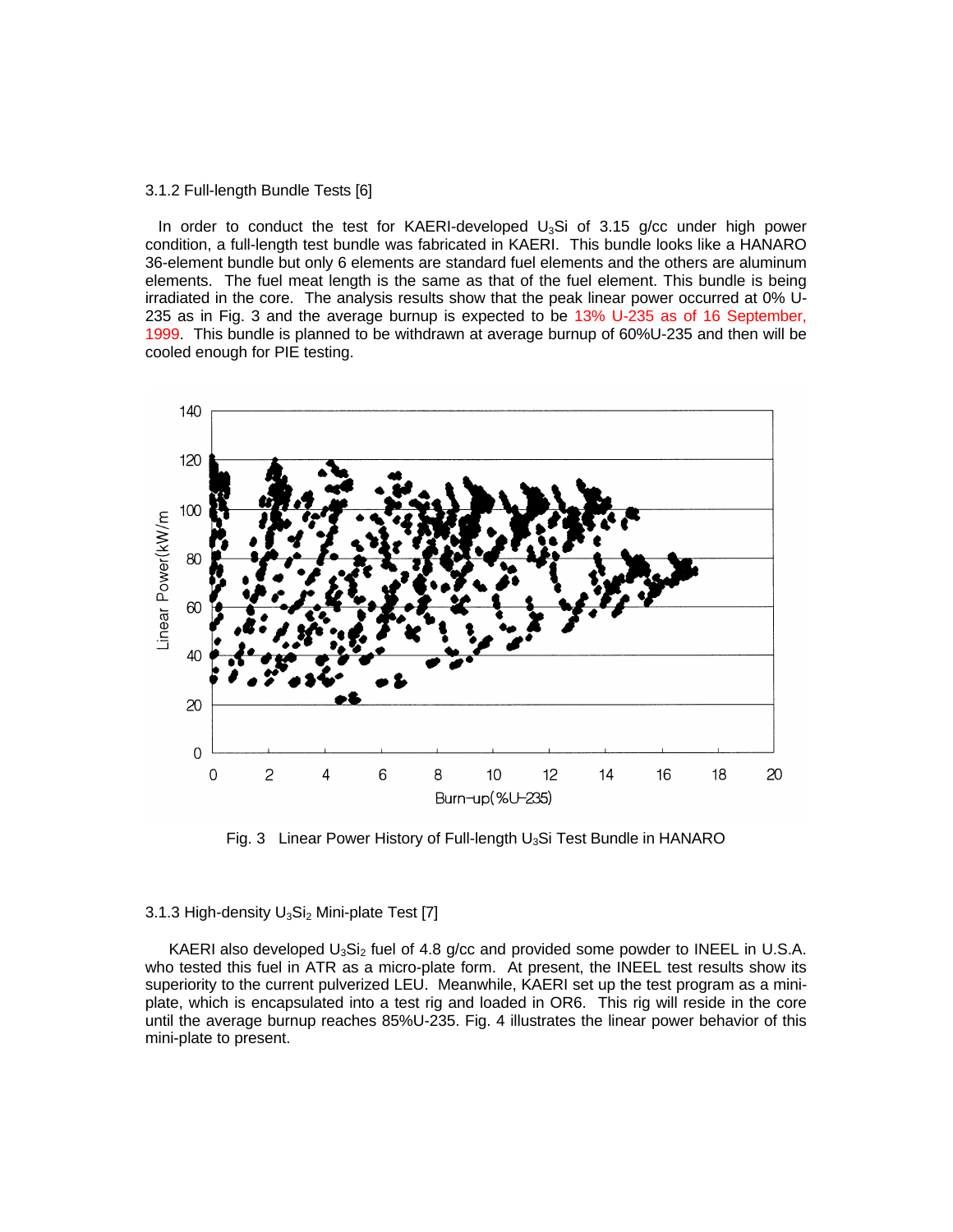### 3.1.2 Full-length Bundle Tests [6]

In order to conduct the test for KAERI-developed $U_3Si$ of 3.15 g/cc under high power condition, a full-length test bundle was fabricated in KAERI. This bundle looks like a HANARO 36-element bundle but only 6 elements are standard fuel elements and the others are aluminum elements. The fuel meat length is the same as that of the fuel element. This bundle is being irradiated in the core. The analysis results show that the peak linear power occurred at 0% U-235 as in Fig. 3 and the average burnup is expected to be 13% U-235 as of 16 September, 1999. This bundle is planned to be withdrawn at average burnup of 60%U-235 and then will be cooled enough for PIE testing.

Fig. 3 Linear Power History of Full-length $U_3Si$ Test Bundle in HANARO

### 3.1.3 High-density $U_3Si_2$ Mini-plate Test [7]

KAERI also developed $U_3Si_2$ fuel of 4.8 g/cc and provided some powder to INEEL in U.S.A. who tested this fuel in ATR as a micro-plate form. At present, the INEEL test results show its superiority to the current pulverized LEU. Meanwhile, KAERI set up the test program as a mini-plate, which is encapsulated into a test rig and loaded in OR6. This rig will reside in the core until the average burnup reaches 85%U-235. Fig. 4 illustrates the linear power behavior of this mini-plate to present.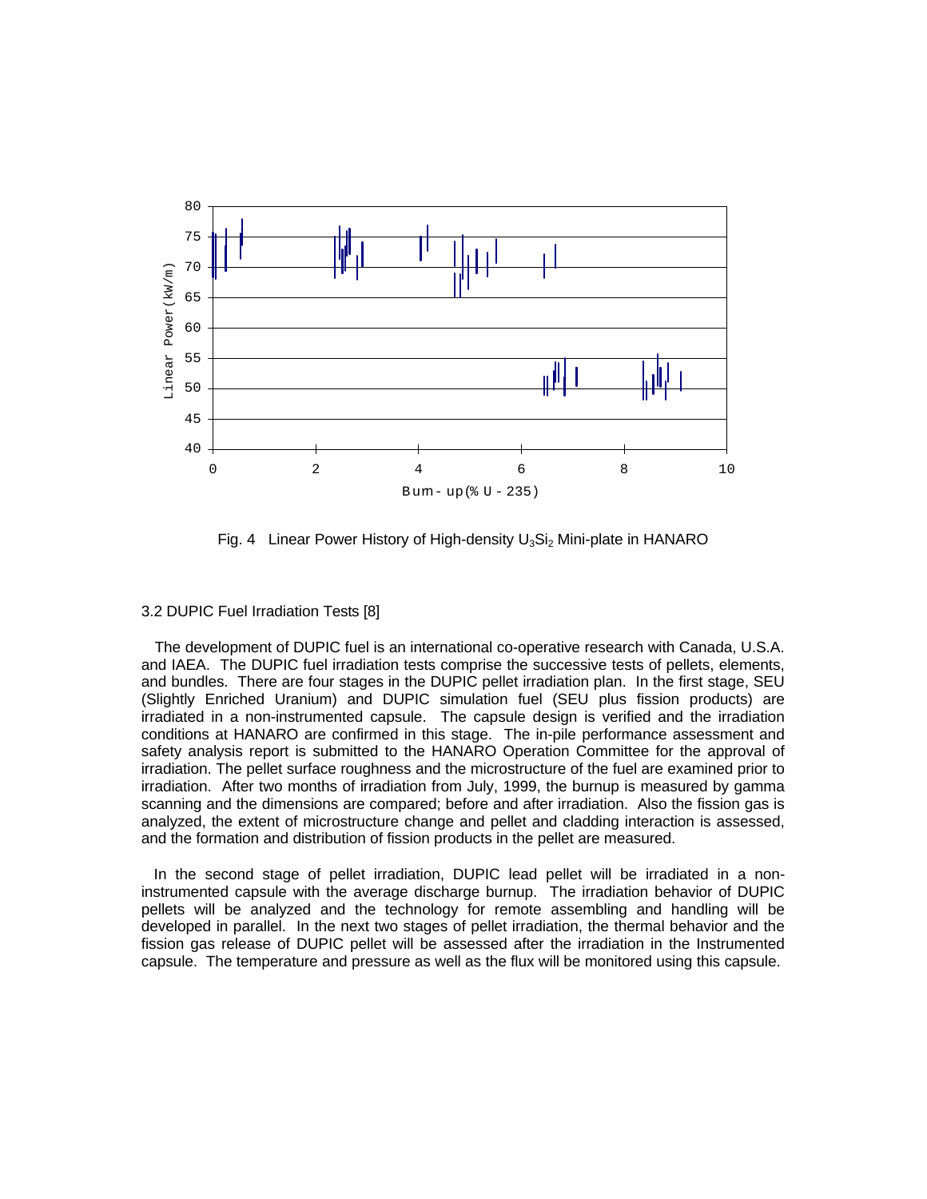Fig. 4 Linear Power History of High-density $U_3Si_2$ Mini-plate in HANARO

### 3.2 DUPIC Fuel Irradiation Tests [8]

The development of DUPIC fuel is an international co-operative research with Canada, U.S.A. and IAEA. The DUPIC fuel irradiation tests comprise the successive tests of pellets, elements, and bundles. There are four stages in the DUPIC pellet irradiation plan. In the first stage, SEU (Slightly Enriched Uranium) and DUPIC simulation fuel (SEU plus fission products) are irradiated in a non-instrumented capsule. The capsule design is verified and the irradiation conditions at HANARO are confirmed in this stage. The in-pile performance assessment and safety analysis report is submitted to the HANARO Operation Committee for the approval of irradiation. The pellet surface roughness and the microstructure of the fuel are examined prior to irradiation. After two months of irradiation from July, 1999, the burnup is measured by gamma scanning and the dimensions are compared; before and after irradiation. Also the fission gas is analyzed, the extent of microstructure change and pellet and cladding interaction is assessed, and the formation and distribution of fission products in the pellet are measured.

In the second stage of pellet irradiation, DUPIC lead pellet will be irradiated in a non-instrumented capsule with the average discharge burnup. The irradiation behavior of DUPIC pellets will be analyzed and the technology for remote assembling and handling will be developed in parallel. In the next two stages of pellet irradiation, the thermal behavior and the fission gas release of DUPIC pellet will be assessed after the irradiation in the Instrumented capsule. The temperature and pressure as well as the flux will be monitored using this capsule.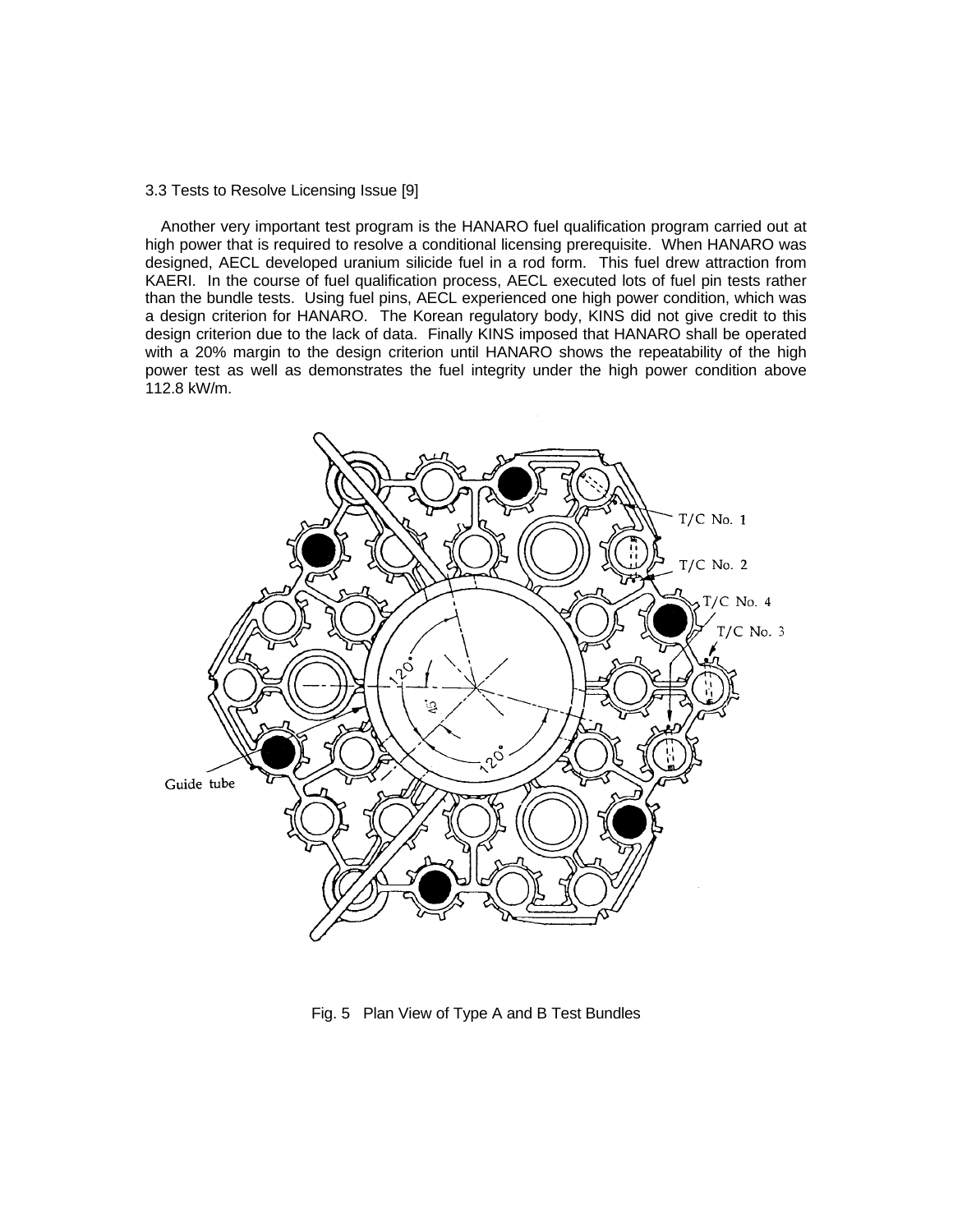### 3.3 Tests to Resolve Licensing Issue [9]

Another very important test program is the HANARO fuel qualification program carried out at high power that is required to resolve a conditional licensing prerequisite. When HANARO was designed, AECL developed uranium silicide fuel in a rod form. This fuel drew attraction from KAERI. In the course of fuel qualification process, AECL executed lots of fuel pin tests rather than the bundle tests. Using fuel pins, AECL experienced one high power condition, which was a design criterion for HANARO. The Korean regulatory body, KINS did not give credit to this design criterion due to the lack of data. Finally KINS imposed that HANARO shall be operated with a 20% margin to the design criterion until HANARO shows the repeatability of the high power test as well as demonstrates the fuel integrity under the high power condition above 112.8 kW/m.

Fig. 5 Plan View of Type A and B Test Bundles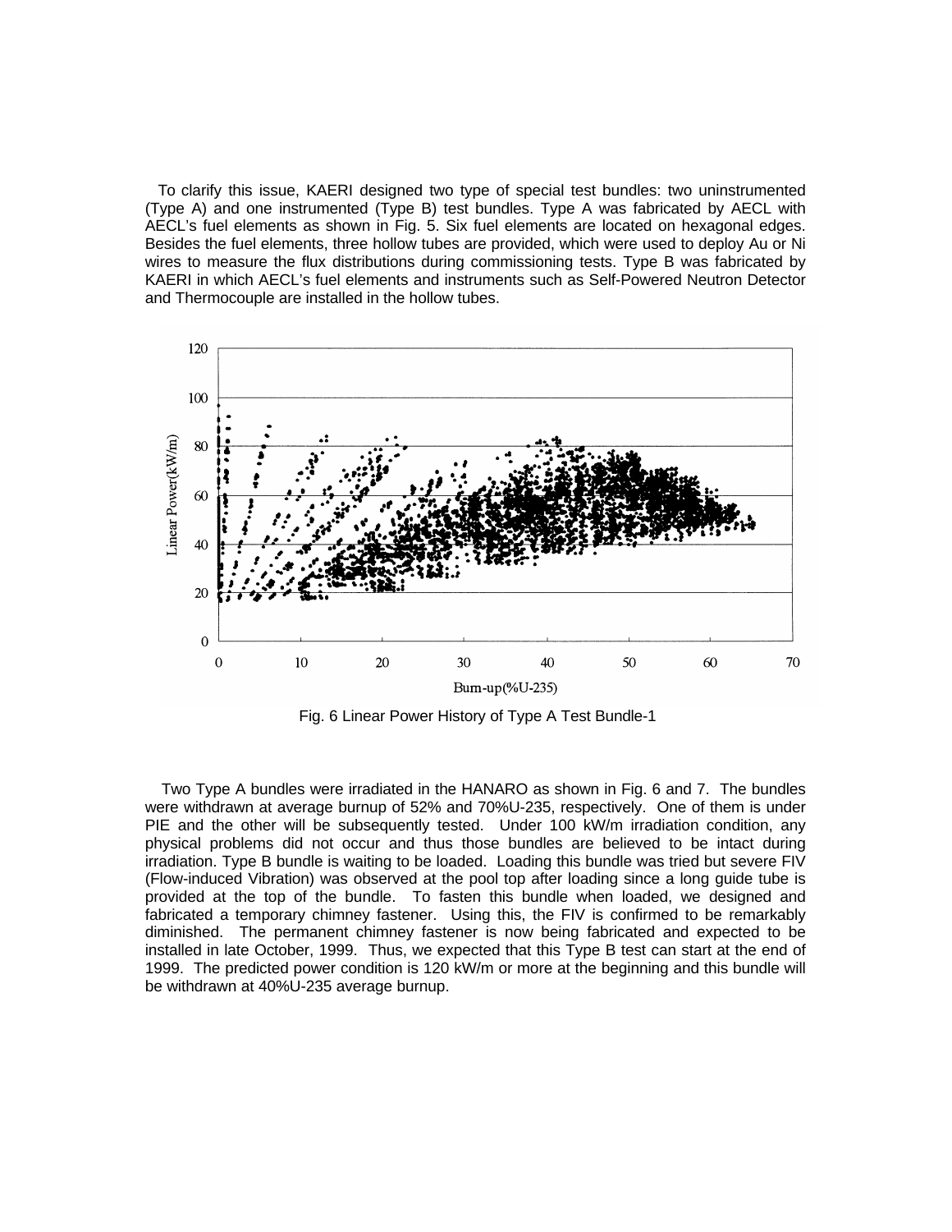To clarify this issue, KAERI designed two type of special test bundles: two uninstrumented (Type A) and one instrumented (Type B) test bundles. Type A was fabricated by AECL with AECL's fuel elements as shown in Fig. 5. Six fuel elements are located on hexagonal edges. Besides the fuel elements, three hollow tubes are provided, which were used to deploy Au or Ni wires to measure the flux distributions during commissioning tests. Type B was fabricated by KAERI in which AECL's fuel elements and instruments such as Self-Powered Neutron Detector and Thermocouple are installed in the hollow tubes.

Fig. 6 Linear Power History of Type A Test Bundle-1

Two Type A bundles were irradiated in the HANARO as shown in Fig. 6 and 7. The bundles were withdrawn at average burnup of 52% and 70%U-235, respectively. One of them is under PIE and the other will be subsequently tested. Under 100 kW/m irradiation condition, any physical problems did not occur and thus those bundles are believed to be intact during irradiation. Type B bundle is waiting to be loaded. Loading this bundle was tried but severe FIV (Flow-induced Vibration) was observed at the pool top after loading since a long guide tube is provided at the top of the bundle. To fasten this bundle when loaded, we designed and fabricated a temporary chimney fastener. Using this, the FIV is confirmed to be remarkably diminished. The permanent chimney fastener is now being fabricated and expected to be installed in late October, 1999. Thus, we expected that this Type B test can start at the end of 1999. The predicted power condition is 120 kW/m or more at the beginning and this bundle will be withdrawn at 40%U-235 average burnup.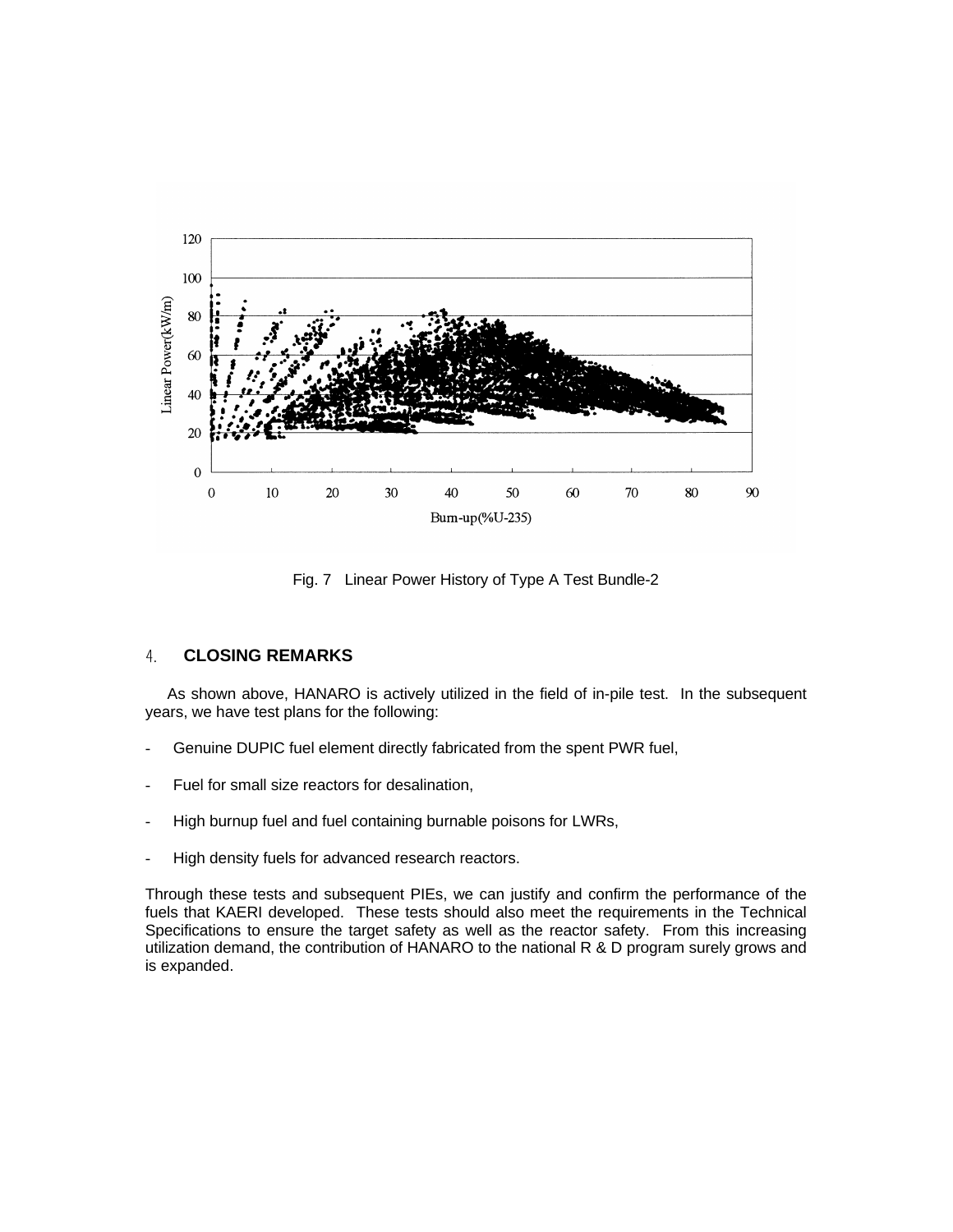Fig. 7 Linear Power History of Type A Test Bundle-2

## 4. CLOSING REMARKS

As shown above, HANARO is actively utilized in the field of in-pile test. In the subsequent years, we have test plans for the following:

- Genuine DUPIC fuel element directly fabricated from the spent PWR fuel,
- Fuel for small size reactors for desalination,
- High burnup fuel and fuel containing burnable poisons for LWRs,
- High density fuels for advanced research reactors.

Through these tests and subsequent PIEs, we can justify and confirm the performance of the fuels that KAERI developed. These tests should also meet the requirements in the Technical Specifications to ensure the target safety as well as the reactor safety. From this increasing utilization demand, the contribution of HANARO to the national R & D program surely grows and is expanded.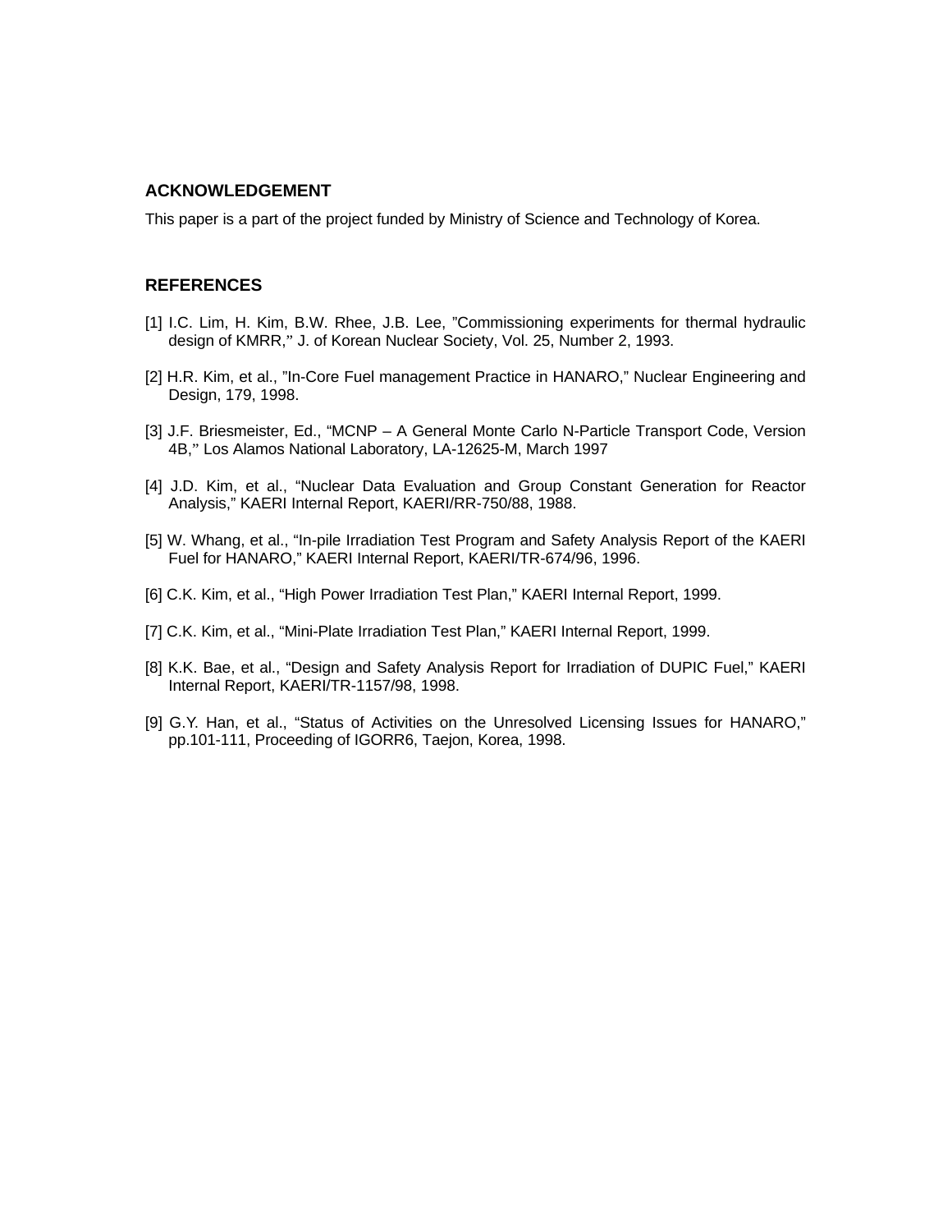## ACKNOWLEDGEMENT

This paper is a part of the project funded by Ministry of Science and Technology of Korea.

## REFERENCES

[1] I.C. Lim, H. Kim, B.W. Rhee, J.B. Lee, "Commissioning experiments for thermal hydraulic design of KMRR,'' J. of Korean Nuclear Society, Vol. 25, Number 2, 1993.

[2] H.R. Kim, et al., "In-Core Fuel management Practice in HANARO," Nuclear Engineering and Design, 179, 1998.

[3] J.F. Briesmeister, Ed., "MCNP – A General Monte Carlo N-Particle Transport Code, Version 4B,'' Los Alamos National Laboratory, LA-12625-M, March 1997

[4] J.D. Kim, et al., "Nuclear Data Evaluation and Group Constant Generation for Reactor Analysis," KAERI Internal Report, KAERI/RR-750/88, 1988.

[5] W. Whang, et al., "In-pile Irradiation Test Program and Safety Analysis Report of the KAERI Fuel for HANARO," KAERI Internal Report, KAERI/TR-674/96, 1996.

[6] C.K. Kim, et al., "High Power Irradiation Test Plan," KAERI Internal Report, 1999.

[7] C.K. Kim, et al., "Mini-Plate Irradiation Test Plan," KAERI Internal Report, 1999.

[8] K.K. Bae, et al., "Design and Safety Analysis Report for Irradiation of DUPIC Fuel," KAERI Internal Report, KAERI/TR-1157/98, 1998.

[9] G.Y. Han, et al., "Status of Activities on the Unresolved Licensing Issues for HANARO," pp.101-111, Proceeding of IGORR6, Taejon, Korea, 1998.